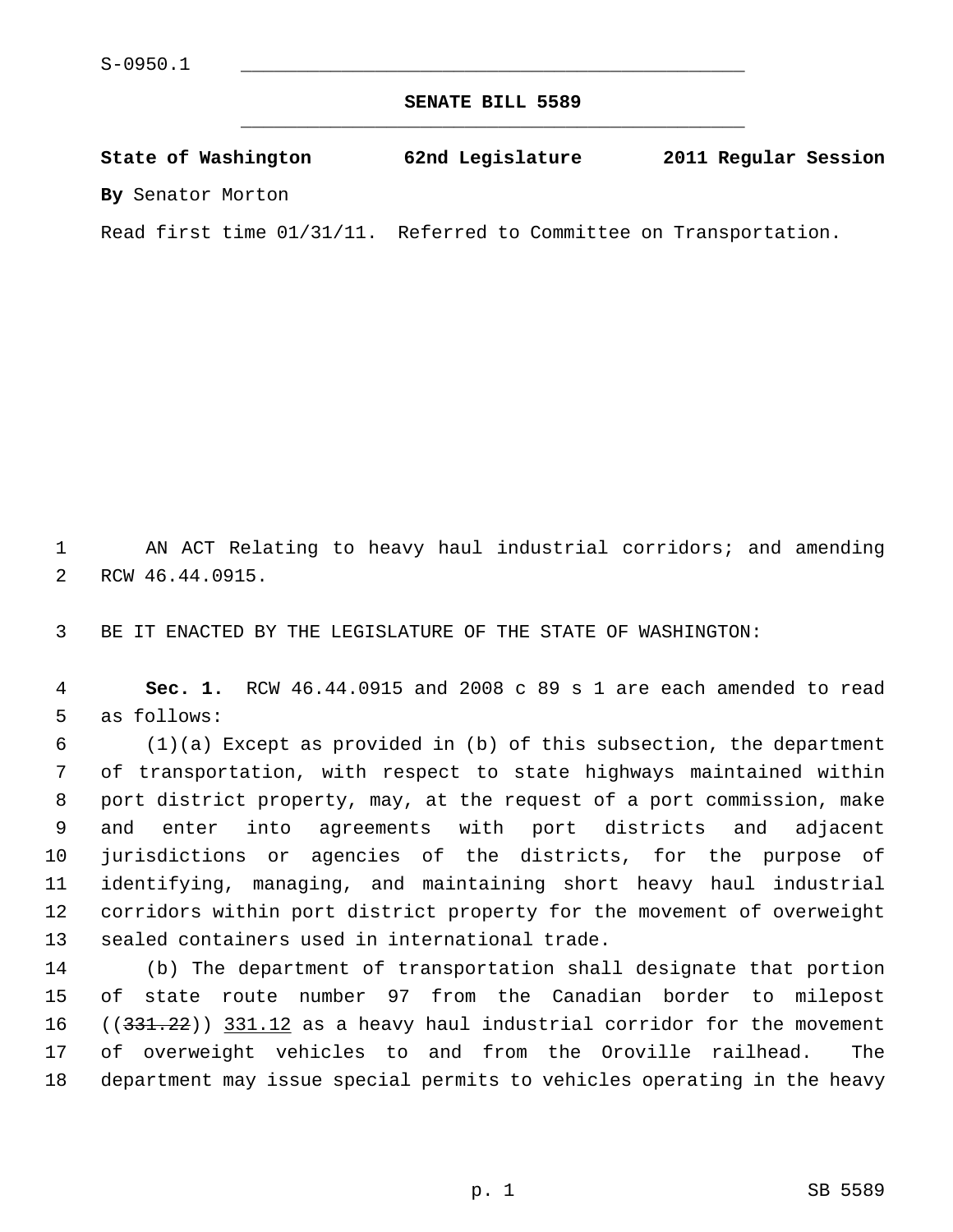S-0950.1

**SENATE BILL 5589**

**State of Washington 62nd Legislature 2011 Regular Session**

**By** Senator Morton

Read first time 01/31/11. Referred to Committee on Transportation.

AN ACT Relating to heavy haul industrial corridors; and amending RCW 46.44.0915.

BE IT ENACTED BY THE LEGISLATURE OF THE STATE OF WASHINGTON:

**Sec. 1.** RCW 46.44.0915 and 2008 c 89 s 1 are each amended to read as follows:

(1)(a) Except as provided in (b) of this subsection, the department of transportation, with respect to state highways maintained within port district property, may, at the request of a port commission, make and enter into agreements with port districts and adjacent jurisdictions or agencies of the districts, for the purpose of identifying, managing, and maintaining short heavy haul industrial corridors within port district property for the movement of overweight sealed containers used in international trade.

(b) The department of transportation shall designate that portion of state route number 97 from the Canadian border to milepost ((~~331.22~~)) <u>331.12</u> as a heavy haul industrial corridor for the movement of overweight vehicles to and from the Oroville railhead. The department may issue special permits to vehicles operating in the heavy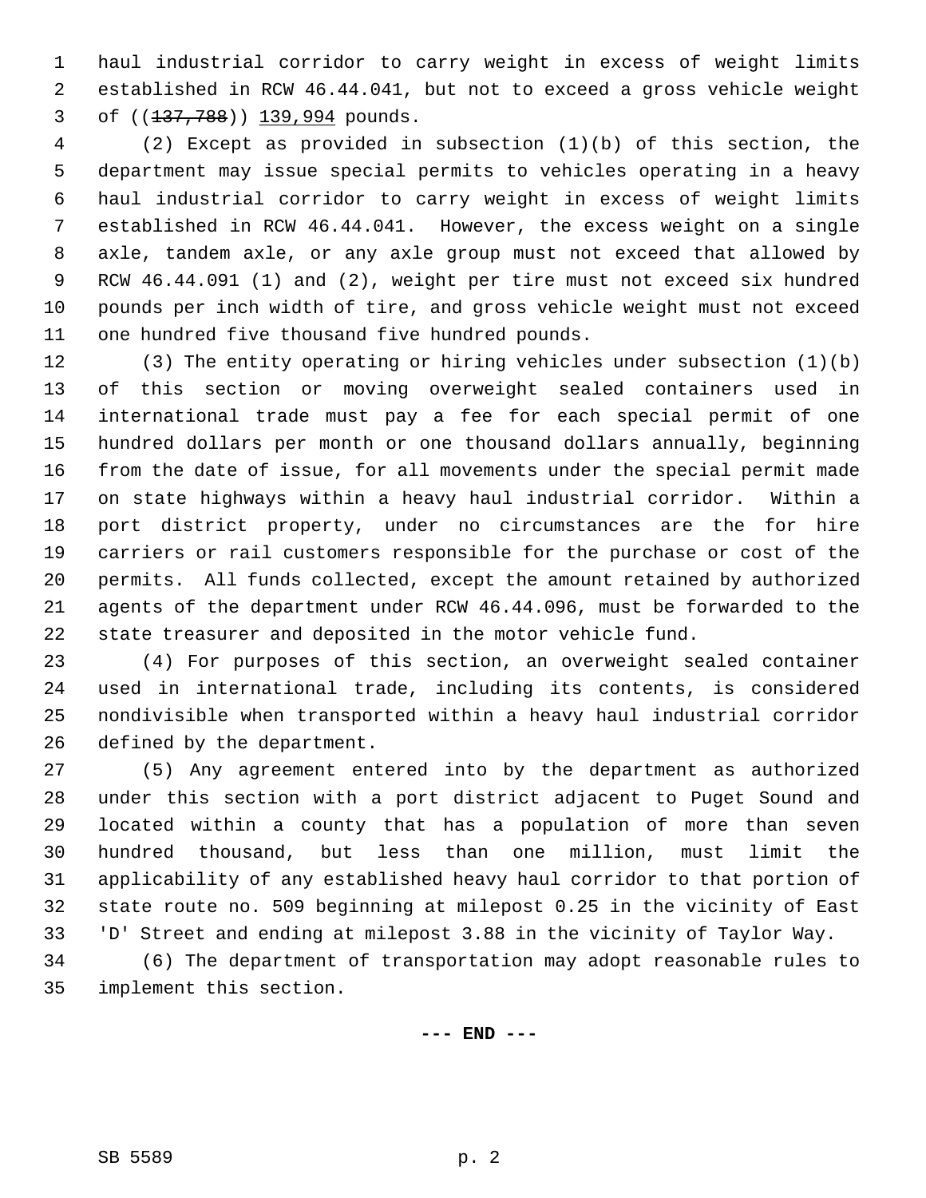haul industrial corridor to carry weight in excess of weight limits established in RCW 46.44.041, but not to exceed a gross vehicle weight of ((~~137,788~~)) <u>139,994</u> pounds.

(2) Except as provided in subsection (1)(b) of this section, the department may issue special permits to vehicles operating in a heavy haul industrial corridor to carry weight in excess of weight limits established in RCW 46.44.041. However, the excess weight on a single axle, tandem axle, or any axle group must not exceed that allowed by RCW 46.44.091 (1) and (2), weight per tire must not exceed six hundred pounds per inch width of tire, and gross vehicle weight must not exceed one hundred five thousand five hundred pounds.

(3) The entity operating or hiring vehicles under subsection (1)(b) of this section or moving overweight sealed containers used in international trade must pay a fee for each special permit of one hundred dollars per month or one thousand dollars annually, beginning from the date of issue, for all movements under the special permit made on state highways within a heavy haul industrial corridor. Within a port district property, under no circumstances are the for hire carriers or rail customers responsible for the purchase or cost of the permits. All funds collected, except the amount retained by authorized agents of the department under RCW 46.44.096, must be forwarded to the state treasurer and deposited in the motor vehicle fund.

(4) For purposes of this section, an overweight sealed container used in international trade, including its contents, is considered nondivisible when transported within a heavy haul industrial corridor defined by the department.

(5) Any agreement entered into by the department as authorized under this section with a port district adjacent to Puget Sound and located within a county that has a population of more than seven hundred thousand, but less than one million, must limit the applicability of any established heavy haul corridor to that portion of state route no. 509 beginning at milepost 0.25 in the vicinity of East 'D' Street and ending at milepost 3.88 in the vicinity of Taylor Way.

(6) The department of transportation may adopt reasonable rules to implement this section.

**--- END ---**